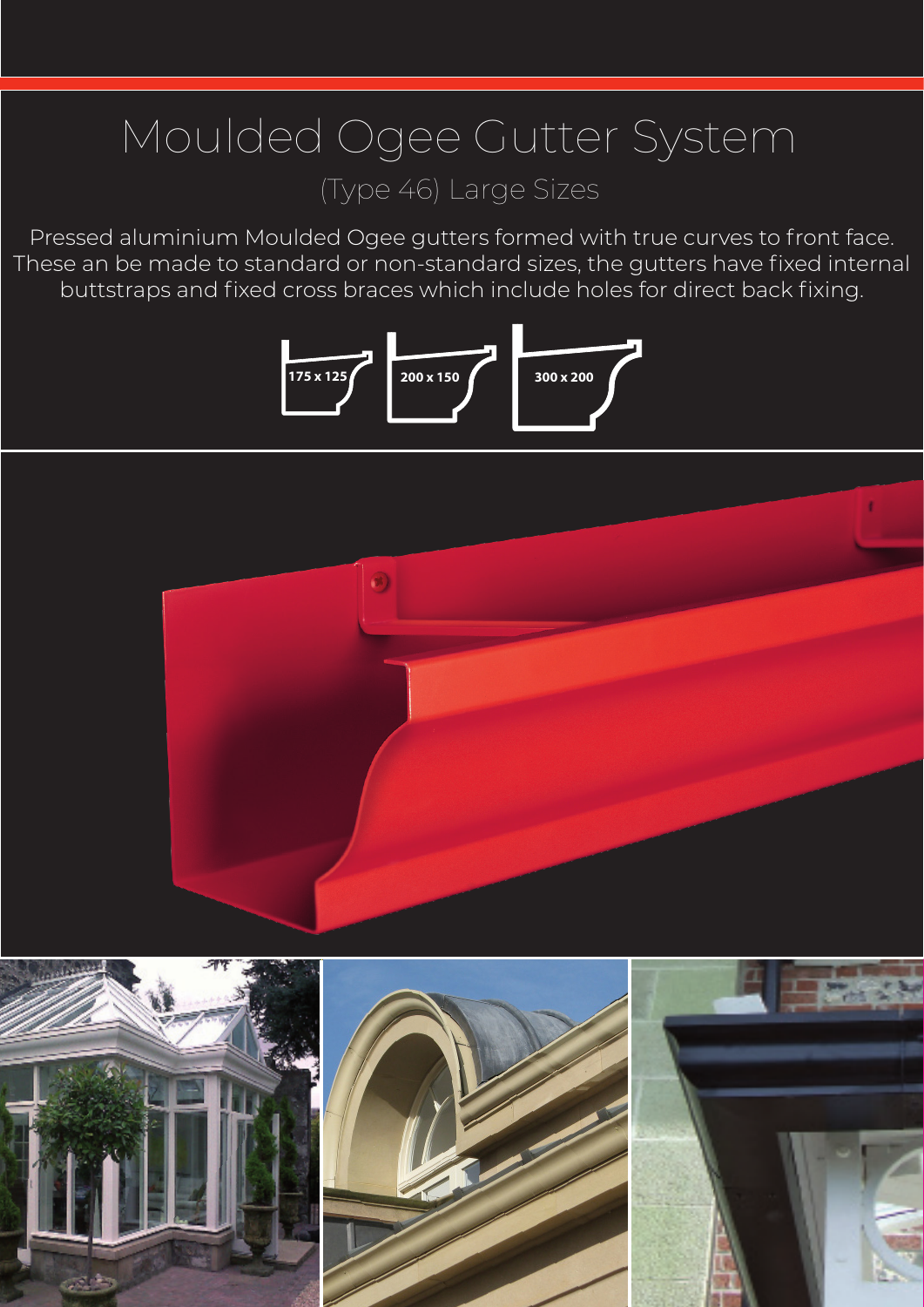# Moulded Ogee Gutter System

## (Type 46) Large Sizes

Pressed aluminium Moulded Ogee gutters formed with true curves to front face. These an be made to standard or non-standard sizes, the gutters have fixed internal buttstraps and fixed cross braces which include holes for direct back fixing.

175 x 125

200 x 150

300 x 200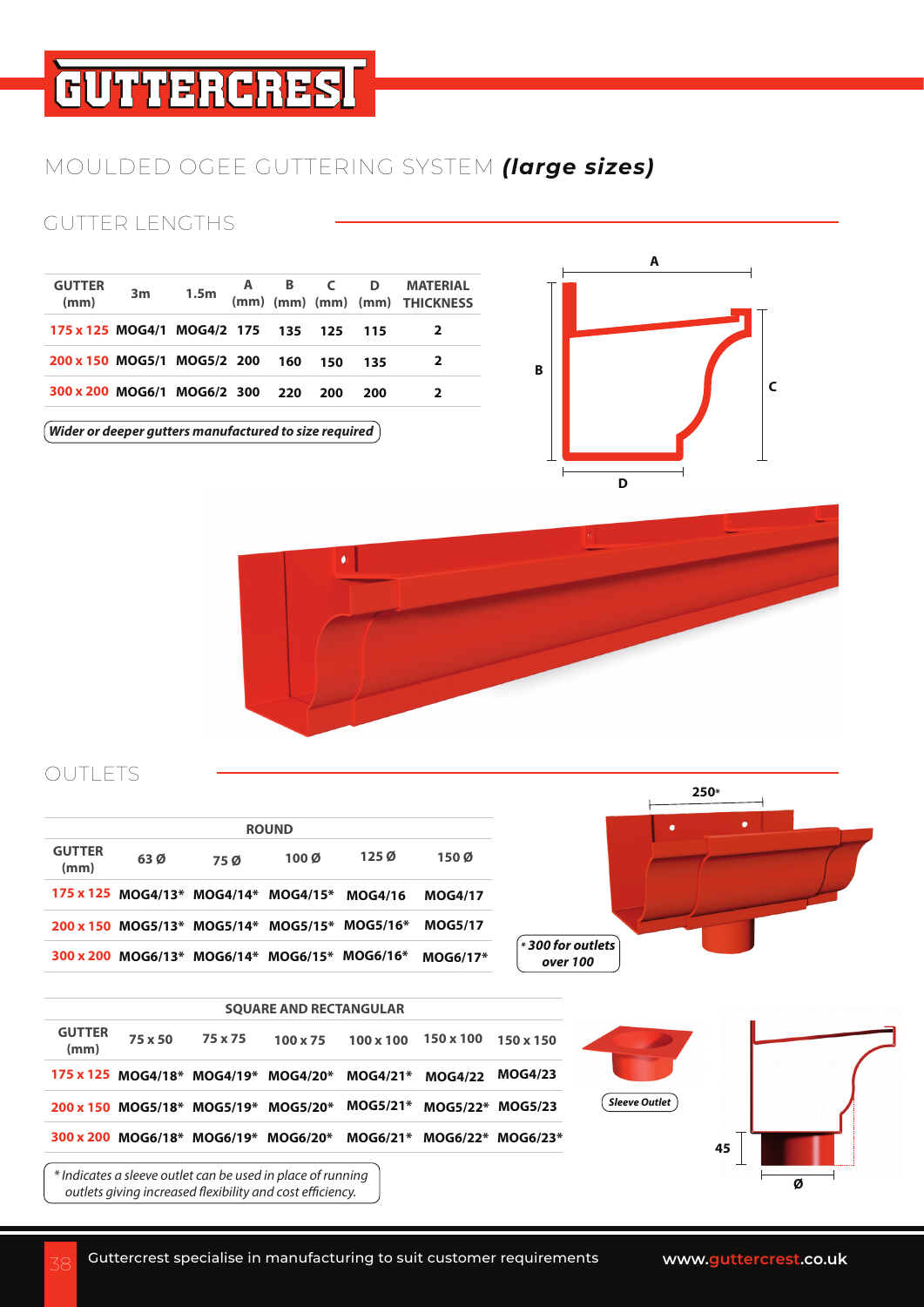# MOULDED OGEE GUTTERING SYSTEM ***(large sizes)***

## GUTTER LENGTHS

| GUTTER (mm) | 3m | 1.5m | A (mm) | B (mm) | C (mm) | D (mm) | MATERIAL THICKNESS |
|---|---|---|---|---|---|---|---|
| 175 x 125 | MOG4/1 | MOG4/2 | 175 | 135 | 125 | 115 | 2 |
| 200 x 150 | MOG5/1 | MOG5/2 | 200 | 160 | 150 | 135 | 2 |
| 300 x 200 | MOG6/1 | MOG6/2 | 300 | 220 | 200 | 200 | 2 |

*Wider or deeper gutters manufactured to size required*

## OUTLETS

| GUTTER (mm) | ROUND 63 Ø | 75 Ø | 100 Ø | 125 Ø | 150 Ø |
|---|---|---|---|---|---|
| 175 x 125 | MOG4/13* | MOG4/14* | MOG4/15* | MOG4/16 | MOG4/17 |
| 200 x 150 | MOG5/13* | MOG5/14* | MOG5/15* | MOG5/16* | MOG5/17 |
| 300 x 200 | MOG6/13* | MOG6/14* | MOG6/15* | MOG6/16* | MOG6/17* |

250*

*\* 300 for outlets over 100*

| GUTTER (mm) | SQUARE AND RECTANGULAR 75 x 50 | 75 x 75 | 100 x 75 | 100 x 100 | 150 x 100 | 150 x 150 |
|---|---|---|---|---|---|---|
| 175 x 125 | MOG4/18* | MOG4/19* | MOG4/20* | MOG4/21* | MOG4/22 | MOG4/23 |
| 200 x 150 | MOG5/18* | MOG5/19* | MOG5/20* | MOG5/21* | MOG5/22* | MOG5/23 |
| 300 x 200 | MOG6/18* | MOG6/19* | MOG6/20* | MOG6/21* | MOG6/22* | MOG6/23* |

*Sleeve Outlet*

45

Ø

*\* Indicates a sleeve outlet can be used in place of running outlets giving increased flexibility and cost efficiency.*

Guttercrest specialise in manufacturing to suit customer requirements

www.guttercrest.co.uk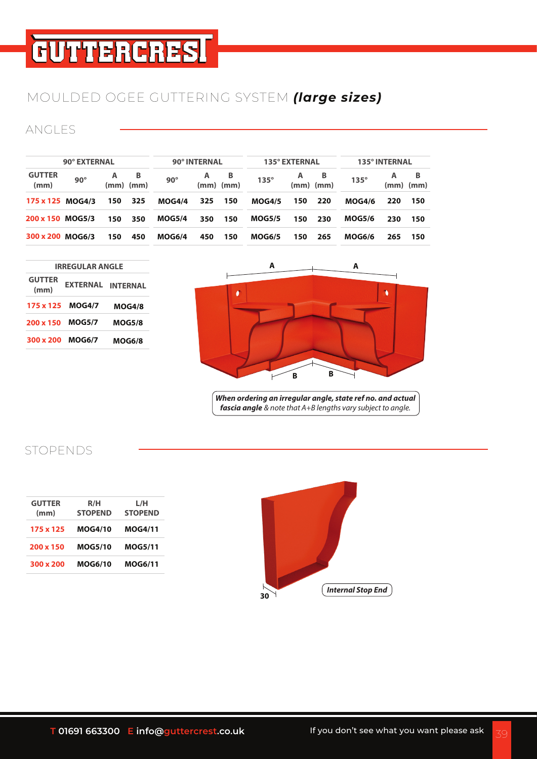# GUTTERCREST

## MOULDED OGEE GUTTERING SYSTEM *(large sizes)*

### ANGLES

| 90° EXTERNAL | | | | 90° INTERNAL | | | 135° EXTERNAL | | | 135° INTERNAL | | |
|---|---|---|---|---|---|---|---|---|---|---|---|---|
| GUTTER (mm) | 90° | A (mm) | B (mm) | 90° | A (mm) | B (mm) | 135° | A (mm) | B (mm) | 135° | A (mm) | B (mm) |
| 175 x 125 | MOG4/3 | 150 | 325 | MOG4/4 | 325 | 150 | MOG4/5 | 150 | 220 | MOG4/6 | 220 | 150 |
| 200 x 150 | MOG5/3 | 150 | 350 | MOG5/4 | 350 | 150 | MOG5/5 | 150 | 230 | MOG5/6 | 230 | 150 |
| 300 x 200 | MOG6/3 | 150 | 450 | MOG6/4 | 450 | 150 | MOG6/5 | 150 | 265 | MOG6/6 | 265 | 150 |

| IRREGULAR ANGLE | | |
|---|---|---|
| GUTTER (mm) | EXTERNAL | INTERNAL |
| 175 x 125 | MOG4/7 | MOG4/8 |
| 200 x 150 | MOG5/7 | MOG5/8 |
| 300 x 200 | MOG6/7 | MOG6/8 |

A A B B

***When ordering an irregular angle, state ref no. and actual fascia angle*** *& note that A+B lengths vary subject to angle.*

### STOPENDS

| GUTTER (mm) | R/H STOPEND | L/H STOPEND |
|---|---|---|
| 175 x 125 | MOG4/10 | MOG4/11 |
| 200 x 150 | MOG5/10 | MOG5/11 |
| 300 x 200 | MOG6/10 | MOG6/11 |

30

***Internal Stop End***

**T** 01691 663300 **E** info@guttercrest.co.uk

If you don't see what you want please ask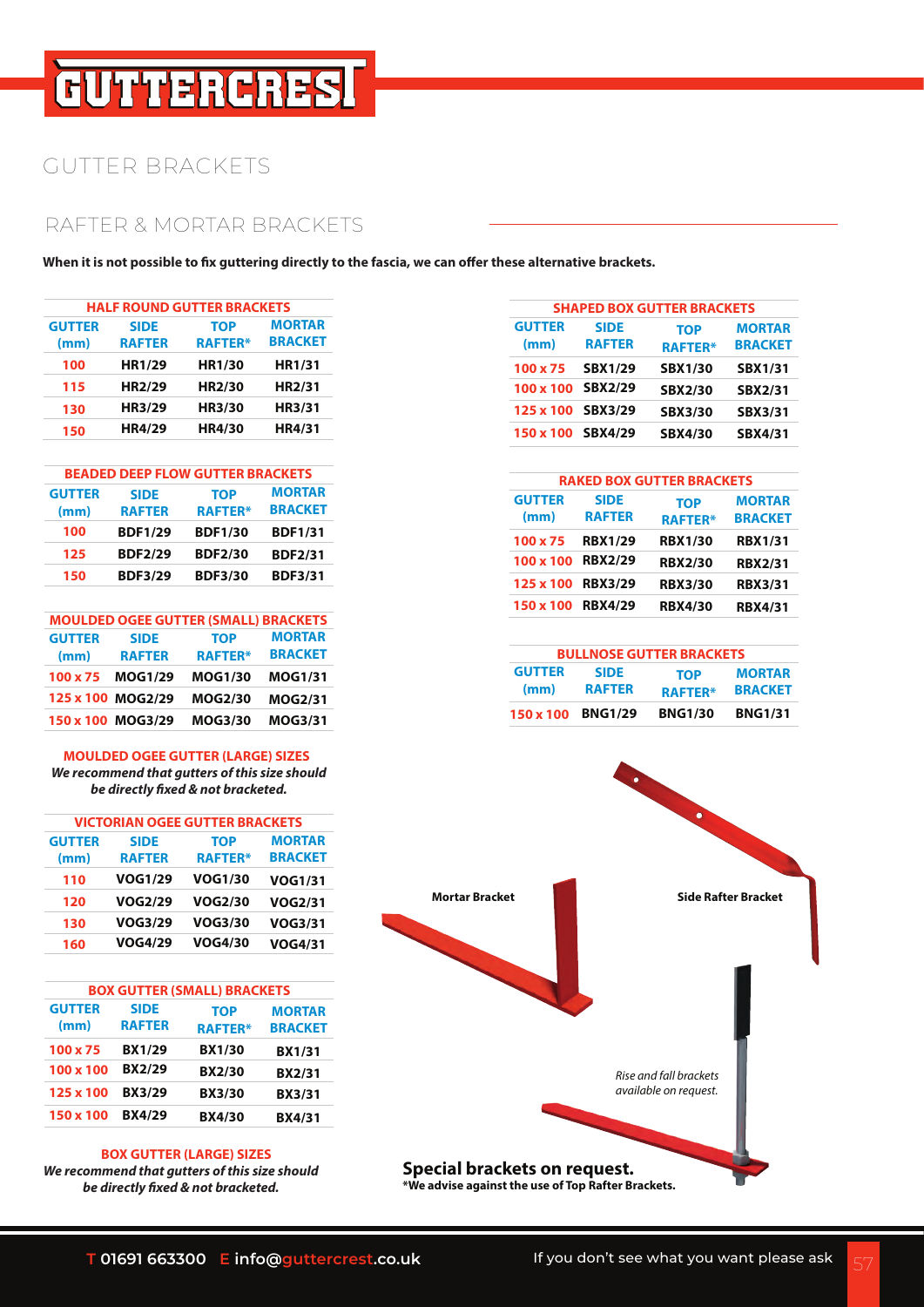# GUTTERCREST

## GUTTER BRACKETS

### RAFTER & MORTAR BRACKETS

**When it is not possible to fix guttering directly to the fascia, we can offer these alternative brackets.**

**HALF ROUND GUTTER BRACKETS**

| GUTTER (mm) | SIDE RAFTER | TOP RAFTER* | MORTAR BRACKET |
|---|---|---|---|
| 100 | HR1/29 | HR1/30 | HR1/31 |
| 115 | HR2/29 | HR2/30 | HR2/31 |
| 130 | HR3/29 | HR3/30 | HR3/31 |
| 150 | HR4/29 | HR4/30 | HR4/31 |

**BEADED DEEP FLOW GUTTER BRACKETS**

| GUTTER (mm) | SIDE RAFTER | TOP RAFTER* | MORTAR BRACKET |
|---|---|---|---|
| 100 | BDF1/29 | BDF1/30 | BDF1/31 |
| 125 | BDF2/29 | BDF2/30 | BDF2/31 |
| 150 | BDF3/29 | BDF3/30 | BDF3/31 |

**MOULDED OGEE GUTTER (SMALL) BRACKETS**

| GUTTER (mm) | SIDE RAFTER | TOP RAFTER* | MORTAR BRACKET |
|---|---|---|---|
| 100 x 75 | MOG1/29 | MOG1/30 | MOG1/31 |
| 125 x 100 | MOG2/29 | MOG2/30 | MOG2/31 |
| 150 x 100 | MOG3/29 | MOG3/30 | MOG3/31 |

**MOULDED OGEE GUTTER (LARGE) SIZES**

*We recommend that gutters of this size should be directly fixed & not bracketed.*

**VICTORIAN OGEE GUTTER BRACKETS**

| GUTTER (mm) | SIDE RAFTER | TOP RAFTER* | MORTAR BRACKET |
|---|---|---|---|
| 110 | VOG1/29 | VOG1/30 | VOG1/31 |
| 120 | VOG2/29 | VOG2/30 | VOG2/31 |
| 130 | VOG3/29 | VOG3/30 | VOG3/31 |
| 160 | VOG4/29 | VOG4/30 | VOG4/31 |

**BOX GUTTER (SMALL) BRACKETS**

| GUTTER (mm) | SIDE RAFTER | TOP RAFTER* | MORTAR BRACKET |
|---|---|---|---|
| 100 x 75 | BX1/29 | BX1/30 | BX1/31 |
| 100 x 100 | BX2/29 | BX2/30 | BX2/31 |
| 125 x 100 | BX3/29 | BX3/30 | BX3/31 |
| 150 x 100 | BX4/29 | BX4/30 | BX4/31 |

**BOX GUTTER (LARGE) SIZES**

*We recommend that gutters of this size should be directly fixed & not bracketed.*

**SHAPED BOX GUTTER BRACKETS**

| GUTTER (mm) | SIDE RAFTER | TOP RAFTER* | MORTAR BRACKET |
|---|---|---|---|
| 100 x 75 | SBX1/29 | SBX1/30 | SBX1/31 |
| 100 x 100 | SBX2/29 | SBX2/30 | SBX2/31 |
| 125 x 100 | SBX3/29 | SBX3/30 | SBX3/31 |
| 150 x 100 | SBX4/29 | SBX4/30 | SBX4/31 |

**RAKED BOX GUTTER BRACKETS**

| GUTTER (mm) | SIDE RAFTER | TOP RAFTER* | MORTAR BRACKET |
|---|---|---|---|
| 100 x 75 | RBX1/29 | RBX1/30 | RBX1/31 |
| 100 x 100 | RBX2/29 | RBX2/30 | RBX2/31 |
| 125 x 100 | RBX3/29 | RBX3/30 | RBX3/31 |
| 150 x 100 | RBX4/29 | RBX4/30 | RBX4/31 |

**BULLNOSE GUTTER BRACKETS**

| GUTTER (mm) | SIDE RAFTER | TOP RAFTER* | MORTAR BRACKET |
|---|---|---|---|
| 150 x 100 | BNG1/29 | BNG1/30 | BNG1/31 |

**Mortar Bracket**

**Side Rafter Bracket**

*Rise and fall brackets available on request.*

**Special brackets on request.**

**\*We advise against the use of Top Rafter Brackets.**

**T** 01691 663300 **E** info@guttercrest.co.uk

If you don't see what you want please ask